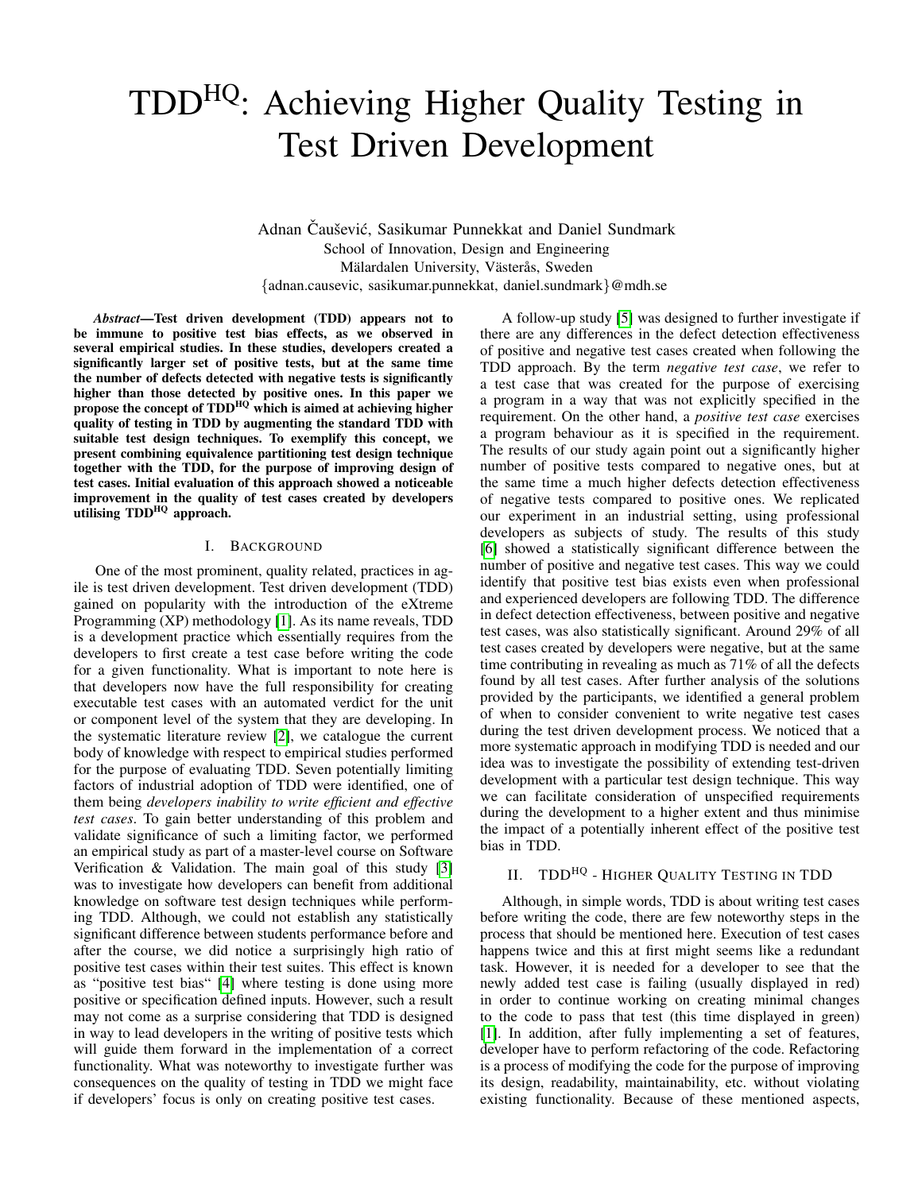# TDD$^{HQ}$: Achieving Higher Quality Testing in Test Driven Development

Adnan Čaušević, Sasikumar Punnekkat and Daniel Sundmark
School of Innovation, Design and Engineering
Mälardalen University, Västerås, Sweden
{adnan.causevic, sasikumar.punnekkat, daniel.sundmark}@mdh.se

***Abstract*—Test driven development (TDD) appears not to be immune to positive test bias effects, as we observed in several empirical studies. In these studies, developers created a significantly larger set of positive tests, but at the same time the number of defects detected with negative tests is significantly higher than those detected by positive ones. In this paper we propose the concept of TDD$^{HQ}$ which is aimed at achieving higher quality of testing in TDD by augmenting the standard TDD with suitable test design techniques. To exemplify this concept, we present combining equivalence partitioning test design technique together with the TDD, for the purpose of improving design of test cases. Initial evaluation of this approach showed a noticeable improvement in the quality of test cases created by developers utilising TDD$^{HQ}$ approach.**

## I. Background

One of the most prominent, quality related, practices in agile is test driven development. Test driven development (TDD) gained on popularity with the introduction of the eXtreme Programming (XP) methodology [1]. As its name reveals, TDD is a development practice which essentially requires from the developers to first create a test case before writing the code for a given functionality. What is important to note here is that developers now have the full responsibility for creating executable test cases with an automated verdict for the unit or component level of the system that they are developing. In the systematic literature review [2], we catalogue the current body of knowledge with respect to empirical studies performed for the purpose of evaluating TDD. Seven potentially limiting factors of industrial adoption of TDD were identified, one of them being *developers inability to write efficient and effective test cases*. To gain better understanding of this problem and validate significance of such a limiting factor, we performed an empirical study as part of a master-level course on Software Verification & Validation. The main goal of this study [3] was to investigate how developers can benefit from additional knowledge on software test design techniques while performing TDD. Although, we could not establish any statistically significant difference between students performance before and after the course, we did notice a surprisingly high ratio of positive test cases within their test suites. This effect is known as "positive test bias" [4] where testing is done using more positive or specification defined inputs. However, such a result may not come as a surprise considering that TDD is designed in way to lead developers in the writing of positive tests which will guide them forward in the implementation of a correct functionality. What was noteworthy to investigate further was consequences on the quality of testing in TDD we might face if developers' focus is only on creating positive test cases.

A follow-up study [5] was designed to further investigate if there are any differences in the defect detection effectiveness of positive and negative test cases created when following the TDD approach. By the term *negative test case*, we refer to a test case that was created for the purpose of exercising a program in a way that was not explicitly specified in the requirement. On the other hand, a *positive test case* exercises a program behaviour as it is specified in the requirement. The results of our study again point out a significantly higher number of positive tests compared to negative ones, but at the same time a much higher defects detection effectiveness of negative tests compared to positive ones. We replicated our experiment in an industrial setting, using professional developers as subjects of study. The results of this study [6] showed a statistically significant difference between the number of positive and negative test cases. This way we could identify that positive test bias exists even when professional and experienced developers are following TDD. The difference in defect detection effectiveness, between positive and negative test cases, was also statistically significant. Around 29% of all test cases created by developers were negative, but at the same time contributing in revealing as much as 71% of all the defects found by all test cases. After further analysis of the solutions provided by the participants, we identified a general problem of when to consider convenient to write negative test cases during the test driven development process. We noticed that a more systematic approach in modifying TDD is needed and our idea was to investigate the possibility of extending test-driven development with a particular test design technique. This way we can facilitate consideration of unspecified requirements during the development to a higher extent and thus minimise the impact of a potentially inherent effect of the positive test bias in TDD.

## II. TDD$^{HQ}$ - Higher Quality Testing in TDD

Although, in simple words, TDD is about writing test cases before writing the code, there are few noteworthy steps in the process that should be mentioned here. Execution of test cases happens twice and this at first might seems like a redundant task. However, it is needed for a developer to see that the newly added test case is failing (usually displayed in red) in order to continue working on creating minimal changes to the code to pass that test (this time displayed in green) [1]. In addition, after fully implementing a set of features, developer have to perform refactoring of the code. Refactoring is a process of modifying the code for the purpose of improving its design, readability, maintainability, etc. without violating existing functionality. Because of these mentioned aspects,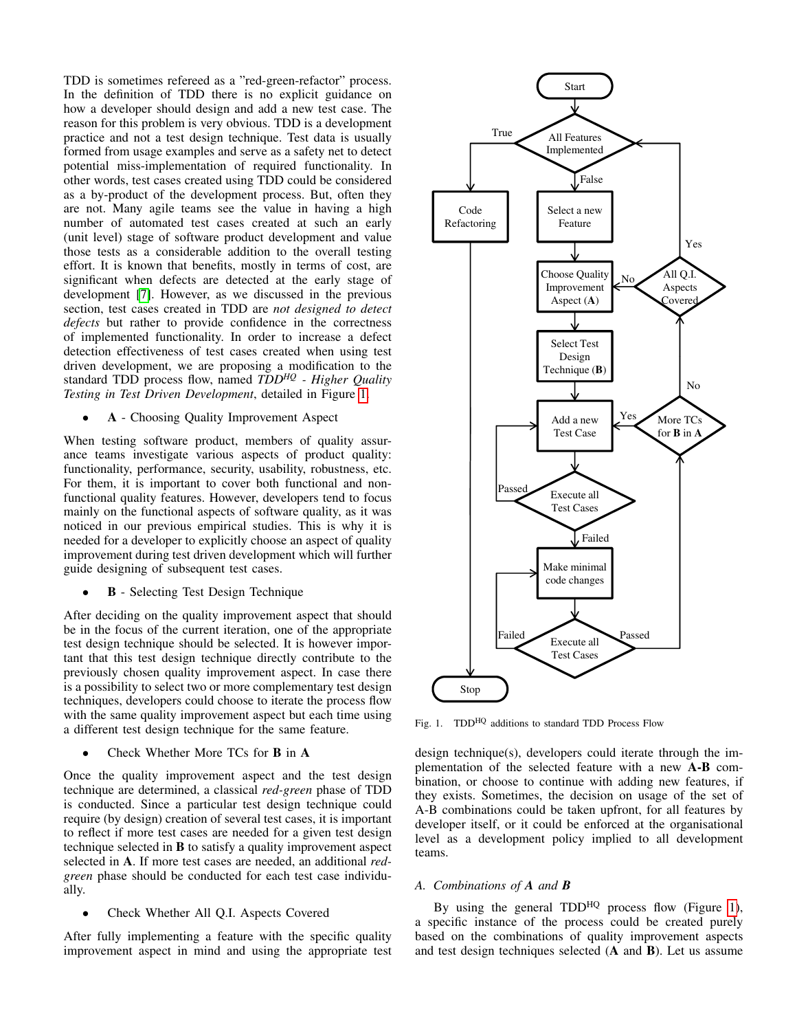TDD is sometimes refereed as a "red-green-refactor" process. In the definition of TDD there is no explicit guidance on how a developer should design and add a new test case. The reason for this problem is very obvious. TDD is a development practice and not a test design technique. Test data is usually formed from usage examples and serve as a safety net to detect potential miss-implementation of required functionality. In other words, test cases created using TDD could be considered as a by-product of the development process. But, often they are not. Many agile teams see the value in having a high number of automated test cases created at such an early (unit level) stage of software product development and value those tests as a considerable addition to the overall testing effort. It is known that benefits, mostly in terms of cost, are significant when defects are detected at the early stage of development [7]. However, as we discussed in the previous section, test cases created in TDD are *not designed to detect defects* but rather to provide confidence in the correctness of implemented functionality. In order to increase a defect detection effectiveness of test cases created when using test driven development, we are proposing a modification to the standard TDD process flow, named *TDD$^{HQ}$ - Higher Quality Testing in Test Driven Development*, detailed in Figure 1.

- **A** - Choosing Quality Improvement Aspect

When testing software product, members of quality assurance teams investigate various aspects of product quality: functionality, performance, security, usability, robustness, etc. For them, it is important to cover both functional and non-functional quality features. However, developers tend to focus mainly on the functional aspects of software quality, as it was noticed in our previous empirical studies. This is why it is needed for a developer to explicitly choose an aspect of quality improvement during test driven development which will further guide designing of subsequent test cases.

- **B** - Selecting Test Design Technique

After deciding on the quality improvement aspect that should be in the focus of the current iteration, one of the appropriate test design technique should be selected. It is however important that this test design technique directly contribute to the previously chosen quality improvement aspect. In case there is a possibility to select two or more complementary test design techniques, developers could choose to iterate the process flow with the same quality improvement aspect but each time using a different test design technique for the same feature.

- Check Whether More TCs for **B** in **A**

Once the quality improvement aspect and the test design technique are determined, a classical *red-green* phase of TDD is conducted. Since a particular test design technique could require (by design) creation of several test cases, it is important to reflect if more test cases are needed for a given test design technique selected in **B** to satisfy a quality improvement aspect selected in **A**. If more test cases are needed, an additional *red-green* phase should be conducted for each test case individually.

- Check Whether All Q.I. Aspects Covered

After fully implementing a feature with the specific quality improvement aspect in mind and using the appropriate test design technique(s), developers could iterate through the implementation of the selected feature with a new **A-B** combination, or choose to continue with adding new features, if they exists. Sometimes, the decision on usage of the set of A-B combinations could be taken upfront, for all features by developer itself, or it could be enforced at the organisational level as a development policy implied to all development teams.

Fig. 1. TDD$^{HQ}$ additions to standard TDD Process Flow

### A. Combinations of *A* and *B*

By using the general TDD$^{HQ}$ process flow (Figure 1), a specific instance of the process could be created purely based on the combinations of quality improvement aspects and test design techniques selected (**A** and **B**). Let us assume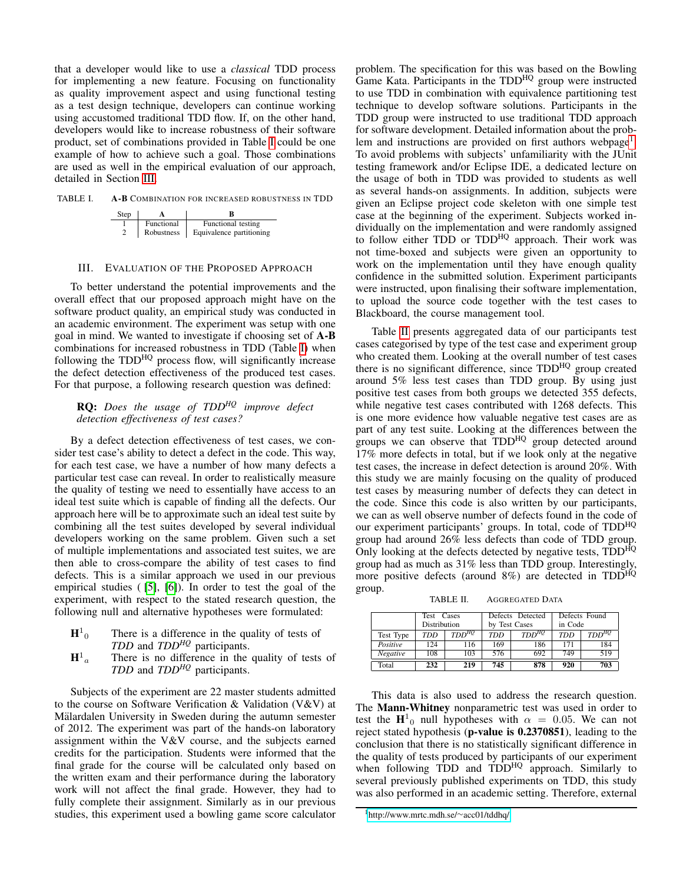that a developer would like to use a *classical* TDD process for implementing a new feature. Focusing on functionality as quality improvement aspect and using functional testing as a test design technique, developers can continue working using accustomed traditional TDD flow. If, on the other hand, developers would like to increase robustness of their software product, set of combinations provided in Table I could be one example of how to achieve such a goal. Those combinations are used as well in the empirical evaluation of our approach, detailed in Section III.

TABLE I. **A-B** COMBINATION FOR INCREASED ROBUSTNESS IN TDD

| Step | **A** | **B** |
|---|---|---|
| 1 | Functional | Functional testing |
| 2 | Robustness | Equivalence partitioning |

## III. EVALUATION OF THE PROPOSED APPROACH

To better understand the potential improvements and the overall effect that our proposed approach might have on the software product quality, an empirical study was conducted in an academic environment. The experiment was setup with one goal in mind. We wanted to investigate if choosing set of **A-B** combinations for increased robustness in TDD (Table I) when following the TDD$^{HQ}$ process flow, will significantly increase the defect detection effectiveness of the produced test cases. For that purpose, a following research question was defined:

> **RQ:** *Does the usage of TDD$^{HQ}$ improve defect detection effectiveness of test cases?*

By a defect detection effectiveness of test cases, we consider test case's ability to detect a defect in the code. This way, for each test case, we have a number of how many defects a particular test case can reveal. In order to realistically measure the quality of testing we need to essentially have access to an ideal test suite which is capable of finding all the defects. Our approach here will be to approximate such an ideal test suite by combining all the test suites developed by several individual developers working on the same problem. Given such a set of multiple implementations and associated test suites, we are then able to cross-compare the ability of test cases to find defects. This is a similar approach we used in our previous empirical studies ( [5], [6]). In order to test the goal of the experiment, with respect to the stated research question, the following null and alternative hypotheses were formulated:

- $\mathbf{H}^1{}_0$ There is a difference in the quality of tests of *TDD* and *TDD$^{HQ}$* participants.
- $\mathbf{H}^1{}_a$ There is no difference in the quality of tests of *TDD* and *TDD$^{HQ}$* participants.

Subjects of the experiment are 22 master students admitted to the course on Software Verification & Validation (V&V) at Mälardalen University in Sweden during the autumn semester of 2012. The experiment was part of the hands-on laboratory assignment within the V&V course, and the subjects earned credits for the participation. Students were informed that the final grade for the course will be calculated only based on the written exam and their performance during the laboratory work will not affect the final grade. However, they had to fully complete their assignment. Similarly as in our previous studies, this experiment used a bowling game score calculator problem. The specification for this was based on the Bowling Game Kata. Participants in the TDD$^{HQ}$ group were instructed to use TDD in combination with equivalence partitioning test technique to develop software solutions. Participants in the TDD group were instructed to use traditional TDD approach for software development. Detailed information about the problem and instructions are provided on first authors webpage[1]. To avoid problems with subjects' unfamiliarity with the JUnit testing framework and/or Eclipse IDE, a dedicated lecture on the usage of both in TDD was provided to students as well as several hands-on assignments. In addition, subjects were given an Eclipse project code skeleton with one simple test case at the beginning of the experiment. Subjects worked individually on the implementation and were randomly assigned to follow either TDD or TDD$^{HQ}$ approach. Their work was not time-boxed and subjects were given an opportunity to work on the implementation until they have enough quality confidence in the submitted solution. Experiment participants were instructed, upon finalising their software implementation, to upload the source code together with the test cases to Blackboard, the course management tool.

Table II presents aggregated data of our participants test cases categorised by type of the test case and experiment group who created them. Looking at the overall number of test cases there is no significant difference, since TDD$^{HQ}$ group created around 5% less test cases than TDD group. By using just positive test cases from both groups we detected 355 defects, while negative test cases contributed with 1268 defects. This is one more evidence how valuable negative test cases are as part of any test suite. Looking at the differences between the groups we can observe that TDD$^{HQ}$ group detected around 17% more defects in total, but if we look only at the negative test cases, the increase in defect detection is around 20%. With this study we are mainly focusing on the quality of produced test cases by measuring number of defects they can detect in the code. Since this code is also written by our participants, we can as well observe number of defects found in the code of our experiment participants' groups. In total, code of TDD$^{HQ}$ group had around 26% less defects than code of TDD group. Only looking at the defects detected by negative tests, TDD$^{HQ}$ group had as much as 31% less than TDD group. Interestingly, more positive defects (around 8%) are detected in TDD$^{HQ}$ group.

TABLE II. AGGREGATED DATA

| | Test Cases Distribution | | Defects Detected by Test Cases | | Defects Found in Code | |
|---|---|---|---|---|---|---|
| Test Type | *TDD* | *TDD$^{HQ}$* | *TDD* | *TDD$^{HQ}$* | *TDD* | *TDD$^{HQ}$* |
| *Positive* | 124 | 116 | 169 | 186 | 171 | 184 |
| *Negative* | 108 | 103 | 576 | 692 | 749 | 519 |
| Total | **232** | **219** | **745** | **878** | **920** | **703** |

This data is also used to address the research question. The **Mann-Whitney** nonparametric test was used in order to test the $\mathbf{H}^1{}_0$ null hypotheses with $\alpha = 0.05$. We can not reject stated hypothesis (**p-value is 0.2370851**), leading to the conclusion that there is no statistically significant difference in the quality of tests produced by participants of our experiment when following TDD and TDD$^{HQ}$ approach. Similarly to several previously published experiments on TDD, this study was also performed in an academic setting. Therefore, external

[1] http://www.mrtc.mdh.se/~acc01/tddhq/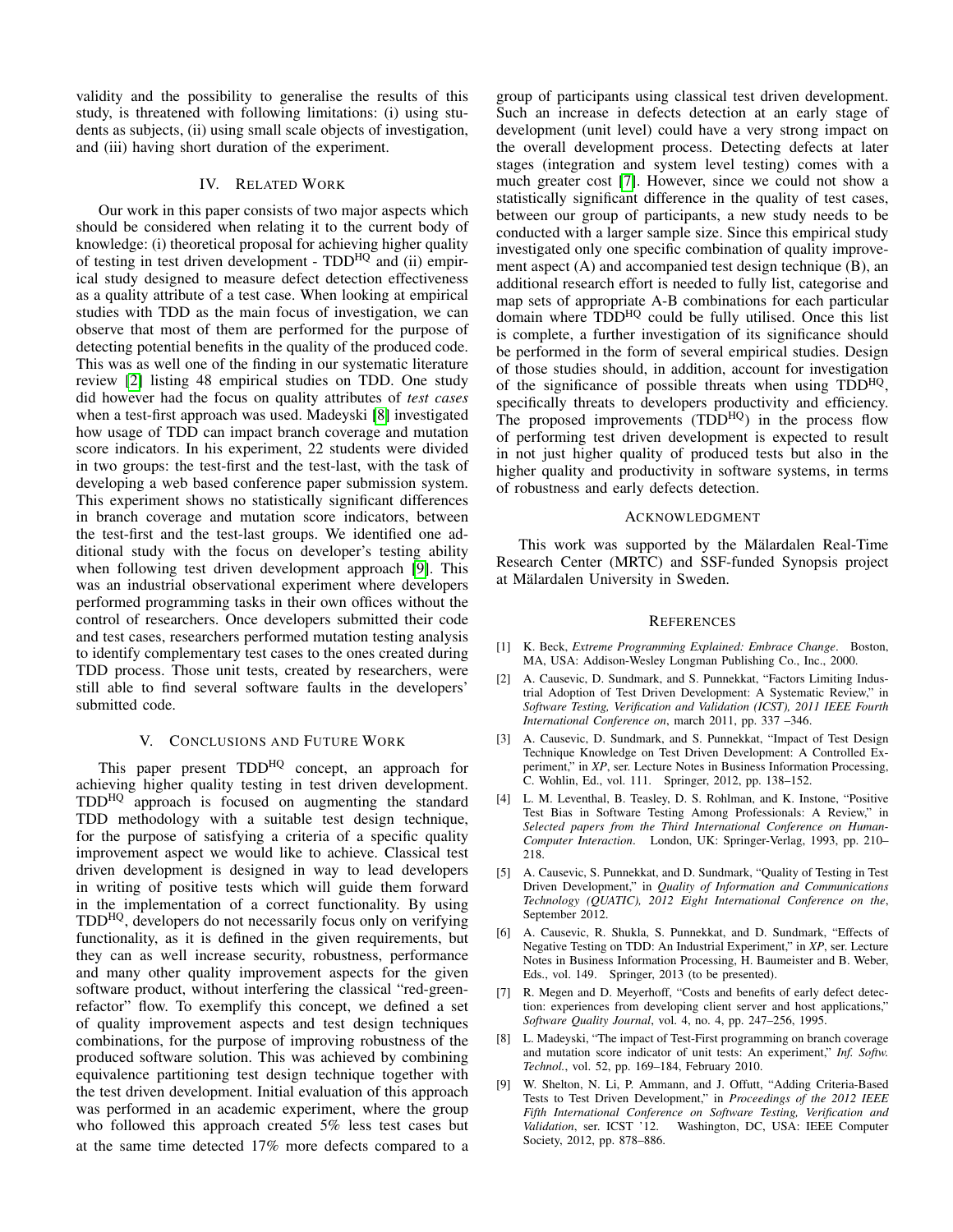validity and the possibility to generalise the results of this study, is threatened with following limitations: (i) using students as subjects, (ii) using small scale objects of investigation, and (iii) having short duration of the experiment.

## IV. Related Work

Our work in this paper consists of two major aspects which should be considered when relating it to the current body of knowledge: (i) theoretical proposal for achieving higher quality of testing in test driven development - $TDD^{HQ}$ and (ii) empirical study designed to measure defect detection effectiveness as a quality attribute of a test case. When looking at empirical studies with TDD as the main focus of investigation, we can observe that most of them are performed for the purpose of detecting potential benefits in the quality of the produced code. This was as well one of the finding in our systematic literature review [2] listing 48 empirical studies on TDD. One study did however had the focus on quality attributes of *test cases* when a test-first approach was used. Madeyski [8] investigated how usage of TDD can impact branch coverage and mutation score indicators. In his experiment, 22 students were divided in two groups: the test-first and the test-last, with the task of developing a web based conference paper submission system. This experiment shows no statistically significant differences in branch coverage and mutation score indicators, between the test-first and the test-last groups. We identified one additional study with the focus on developer's testing ability when following test driven development approach [9]. This was an industrial observational experiment where developers performed programming tasks in their own offices without the control of researchers. Once developers submitted their code and test cases, researchers performed mutation testing analysis to identify complementary test cases to the ones created during TDD process. Those unit tests, created by researchers, were still able to find several software faults in the developers' submitted code.

## V. Conclusions and Future Work

This paper present $TDD^{HQ}$ concept, an approach for achieving higher quality testing in test driven development. $TDD^{HQ}$ approach is focused on augmenting the standard TDD methodology with a suitable test design technique, for the purpose of satisfying a criteria of a specific quality improvement aspect we would like to achieve. Classical test driven development is designed in way to lead developers in writing of positive tests which will guide them forward in the implementation of a correct functionality. By using $TDD^{HQ}$, developers do not necessarily focus only on verifying functionality, as it is defined in the given requirements, but they can as well increase security, robustness, performance and many other quality improvement aspects for the given software product, without interfering the classical "red-green-refactor" flow. To exemplify this concept, we defined a set of quality improvement aspects and test design techniques combinations, for the purpose of improving robustness of the produced software solution. This was achieved by combining equivalence partitioning test design technique together with the test driven development. Initial evaluation of this approach was performed in an academic experiment, where the group who followed this approach created 5% less test cases but at the same time detected 17% more defects compared to a group of participants using classical test driven development. Such an increase in defects detection at an early stage of development (unit level) could have a very strong impact on the overall development process. Detecting defects at later stages (integration and system level testing) comes with a much greater cost [7]. However, since we could not show a statistically significant difference in the quality of test cases, between our group of participants, a new study needs to be conducted with a larger sample size. Since this empirical study investigated only one specific combination of quality improvement aspect (A) and accompanied test design technique (B), an additional research effort is needed to fully list, categorise and map sets of appropriate A-B combinations for each particular domain where $TDD^{HQ}$ could be fully utilised. Once this list is complete, a further investigation of its significance should be performed in the form of several empirical studies. Design of those studies should, in addition, account for investigation of the significance of possible threats when using $TDD^{HQ}$, specifically threats to developers productivity and efficiency. The proposed improvements ($TDD^{HQ}$) in the process flow of performing test driven development is expected to result in not just higher quality of produced tests but also in the higher quality and productivity in software systems, in terms of robustness and early defects detection.

## Acknowledgment

This work was supported by the Mälardalen Real-Time Research Center (MRTC) and SSF-funded Synopsis project at Mälardalen University in Sweden.

## References

[1] K. Beck, *Extreme Programming Explained: Embrace Change*. Boston, MA, USA: Addison-Wesley Longman Publishing Co., Inc., 2000.

[2] A. Causevic, D. Sundmark, and S. Punnekkat, "Factors Limiting Industrial Adoption of Test Driven Development: A Systematic Review," in *Software Testing, Verification and Validation (ICST), 2011 IEEE Fourth International Conference on*, march 2011, pp. 337 –346.

[3] A. Causevic, D. Sundmark, and S. Punnekkat, "Impact of Test Design Technique Knowledge on Test Driven Development: A Controlled Experiment," in *XP*, ser. Lecture Notes in Business Information Processing, C. Wohlin, Ed., vol. 111. Springer, 2012, pp. 138–152.

[4] L. M. Leventhal, B. Teasley, D. S. Rohlman, and K. Instone, "Positive Test Bias in Software Testing Among Professionals: A Review," in *Selected papers from the Third International Conference on Human-Computer Interaction*. London, UK: Springer-Verlag, 1993, pp. 210–218.

[5] A. Causevic, S. Punnekkat, and D. Sundmark, "Quality of Testing in Test Driven Development," in *Quality of Information and Communications Technology (QUATIC), 2012 Eight International Conference on the*, September 2012.

[6] A. Causevic, R. Shukla, S. Punnekkat, and D. Sundmark, "Effects of Negative Testing on TDD: An Industrial Experiment," in *XP*, ser. Lecture Notes in Business Information Processing, H. Baumeister and B. Weber, Eds., vol. 149. Springer, 2013 (to be presented).

[7] R. Megen and D. Meyerhoff, "Costs and benefits of early defect detection: experiences from developing client server and host applications," *Software Quality Journal*, vol. 4, no. 4, pp. 247–256, 1995.

[8] L. Madeyski, "The impact of Test-First programming on branch coverage and mutation score indicator of unit tests: An experiment," *Inf. Softw. Technol.*, vol. 52, pp. 169–184, February 2010.

[9] W. Shelton, N. Li, P. Ammann, and J. Offutt, "Adding Criteria-Based Tests to Test Driven Development," in *Proceedings of the 2012 IEEE Fifth International Conference on Software Testing, Verification and Validation*, ser. ICST '12. Washington, DC, USA: IEEE Computer Society, 2012, pp. 878–886.